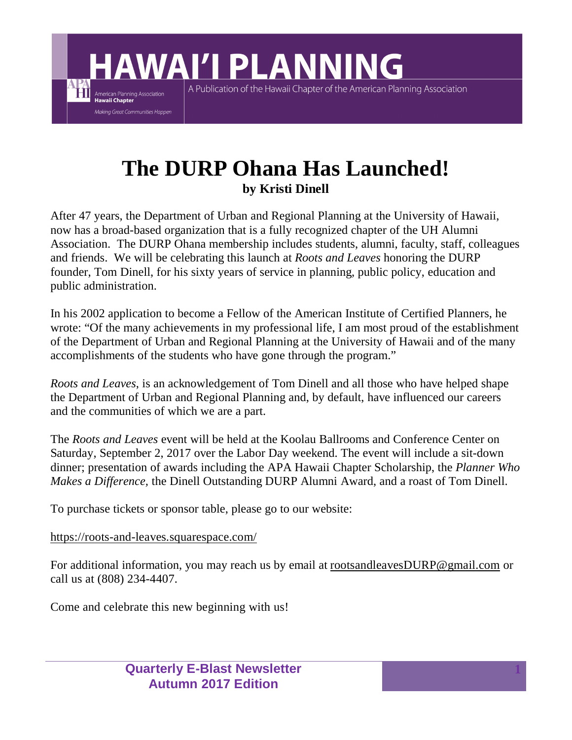# The DURP Ohana Has Launched!

**by Kristi Dinell**

After 47 years, the Department of Urban and Regional Planning at the University of Hawaii, now has a broad-based organization that is a fully recognized chapter of the UH Alumni Association. The DURP Ohana membership includes students, alumni, faculty, staff, colleagues and friends. We will be celebrating this launch at *Roots and Leaves* honoring the DURP founder, Tom Dinell, for his sixty years of service in planning, public policy, education and public administration.

In his 2002 application to become a Fellow of the American Institute of Certified Planners, he wrote: "Of the many achievements in my professional life, I am most proud of the establishment of the Department of Urban and Regional Planning at the University of Hawaii and of the many accomplishments of the students who have gone through the program."

*Roots and Leaves*, is an acknowledgement of Tom Dinell and all those who have helped shape the Department of Urban and Regional Planning and, by default, have influenced our careers and the communities of which we are a part.

The *Roots and Leaves* event will be held at the Koolau Ballrooms and Conference Center on Saturday, September 2, 2017 over the Labor Day weekend. The event will include a sit-down dinner; presentation of awards including the APA Hawaii Chapter Scholarship, the *Planner Who Makes a Difference*, the Dinell Outstanding DURP Alumni Award, and a roast of Tom Dinell.

To purchase tickets or sponsor table, please go to our website:

https://roots-and-leaves.squarespace.com/

For additional information, you may reach us by email at rootsandleavesDURP@gmail.com or call us at (808) 234-4407.

Come and celebrate this new beginning with us!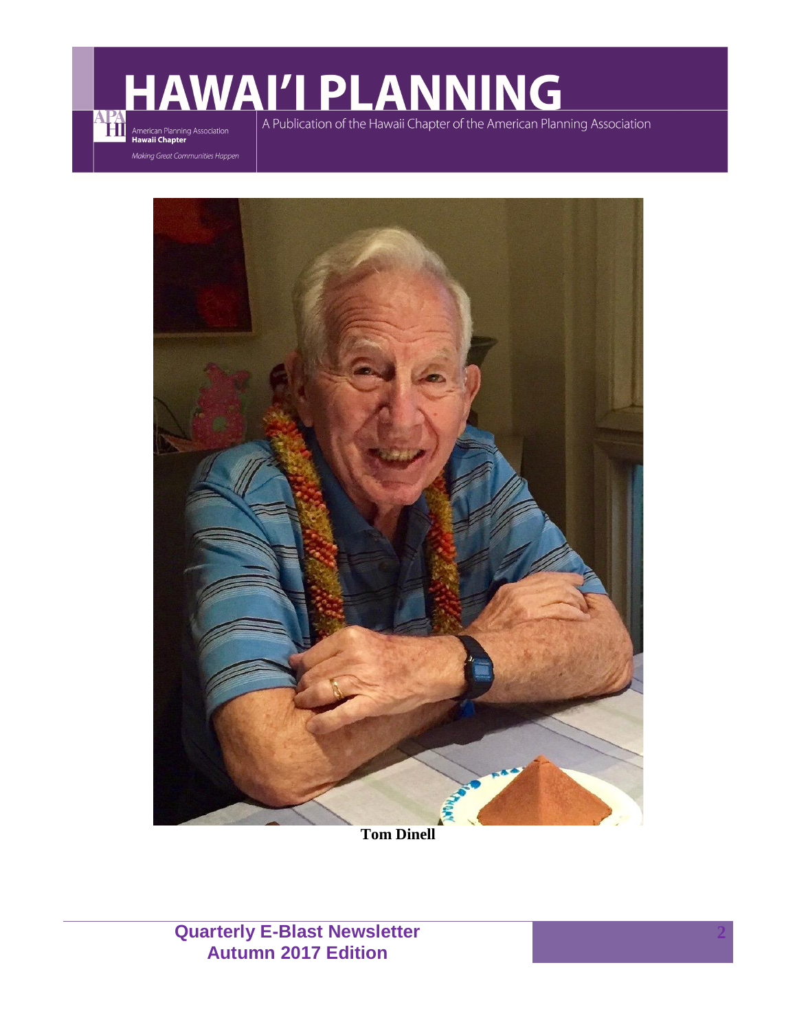Tom Dinell